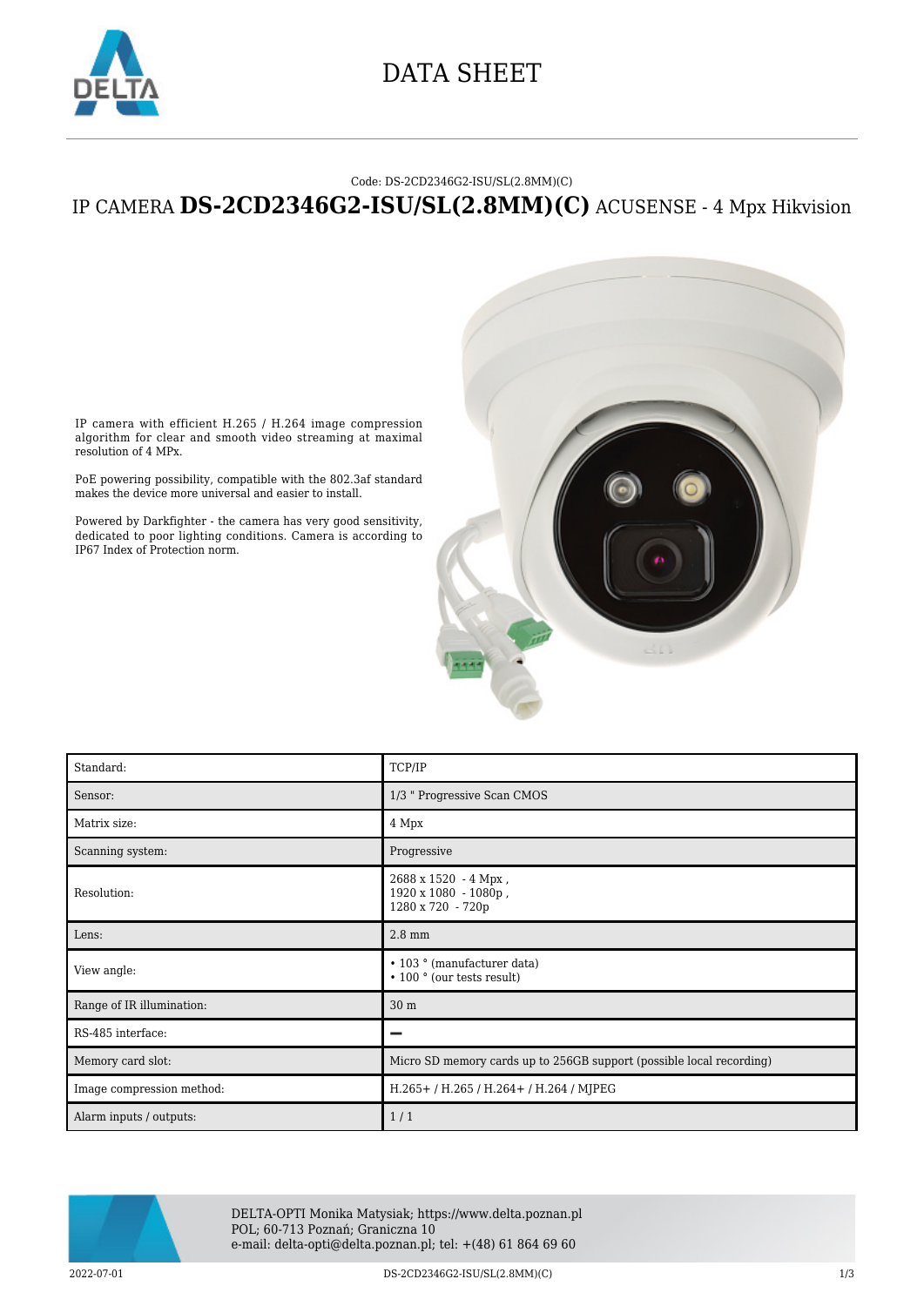# DATA SHEET

Code: DS-2CD2346G2-ISU/SL(2.8MM)(C)

## IP CAMERA **DS-2CD2346G2-ISU/SL(2.8MM)(C)** ACUSENSE - 4 Mpx Hikvision

IP camera with efficient H.265 / H.264 image compression algorithm for clear and smooth video streaming at maximal resolution of 4 MPx.

PoE powering possibility, compatible with the 802.3af standard makes the device more universal and easier to install.

Powered by Darkfighter - the camera has very good sensitivity, dedicated to poor lighting conditions. Camera is according to IP67 Index of Protection norm.

| | |
|---|---|
| Standard: | TCP/IP |
| Sensor: | 1/3 " Progressive Scan CMOS |
| Matrix size: | 4 Mpx |
| Scanning system: | Progressive |
| Resolution: | 2688 x 1520 - 4 Mpx ,<br>1920 x 1080 - 1080p ,<br>1280 x 720 - 720p |
| Lens: | 2.8 mm |
| View angle: | • 103 ° (manufacturer data)<br>• 100 ° (our tests result) |
| Range of IR illumination: | 30 m |
| RS-485 interface: | – |
| Memory card slot: | Micro SD memory cards up to 256GB support (possible local recording) |
| Image compression method: | H.265+ / H.265 / H.264+ / H.264 / MJPEG |
| Alarm inputs / outputs: | 1 / 1 |

DELTA-OPTI Monika Matysiak; https://www.delta.poznan.pl
POL; 60-713 Poznań; Graniczna 10
e-mail: delta-opti@delta.poznan.pl; tel: +(48) 61 864 69 60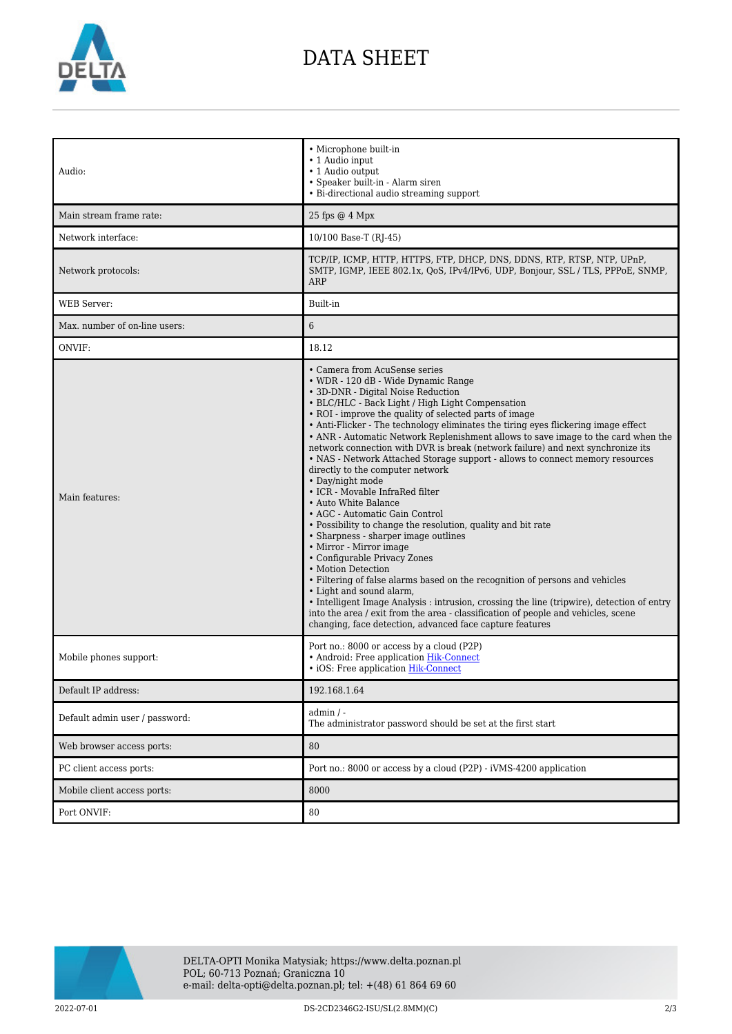# DATA SHEET

| | |
|---|---|
| Audio: | • Microphone built-in<br>• 1 Audio input<br>• 1 Audio output<br>• Speaker built-in - Alarm siren<br>• Bi-directional audio streaming support |
| Main stream frame rate: | 25 fps @ 4 Mpx |
| Network interface: | 10/100 Base-T (RJ-45) |
| Network protocols: | TCP/IP, ICMP, HTTP, HTTPS, FTP, DHCP, DNS, DDNS, RTP, RTSP, NTP, UPnP, SMTP, IGMP, IEEE 802.1x, QoS, IPv4/IPv6, UDP, Bonjour, SSL / TLS, PPPoE, SNMP, ARP |
| WEB Server: | Built-in |
| Max. number of on-line users: | 6 |
| ONVIF: | 18.12 |
| Main features: | • Camera from AcuSense series<br>• WDR - 120 dB - Wide Dynamic Range<br>• 3D-DNR - Digital Noise Reduction<br>• BLC/HLC - Back Light / High Light Compensation<br>• ROI - improve the quality of selected parts of image<br>• Anti-Flicker - The technology eliminates the tiring eyes flickering image effect<br>• ANR - Automatic Network Replenishment allows to save image to the card when the network connection with DVR is break (network failure) and next synchronize its<br>• NAS - Network Attached Storage support - allows to connect memory resources directly to the computer network<br>• Day/night mode<br>• ICR - Movable InfraRed filter<br>• Auto White Balance<br>• AGC - Automatic Gain Control<br>• Possibility to change the resolution, quality and bit rate<br>• Sharpness - sharper image outlines<br>• Mirror - Mirror image<br>• Configurable Privacy Zones<br>• Motion Detection<br>• Filtering of false alarms based on the recognition of persons and vehicles<br>• Light and sound alarm,<br>• Intelligent Image Analysis : intrusion, crossing the line (tripwire), detection of entry into the area / exit from the area - classification of people and vehicles, scene changing, face detection, advanced face capture features |
| Mobile phones support: | Port no.: 8000 or access by a cloud (P2P)<br>• Android: Free application Hik-Connect<br>• iOS: Free application Hik-Connect |
| Default IP address: | 192.168.1.64 |
| Default admin user / password: | admin / -<br>The administrator password should be set at the first start |
| Web browser access ports: | 80 |
| PC client access ports: | Port no.: 8000 or access by a cloud (P2P) - iVMS-4200 application |
| Mobile client access ports: | 8000 |
| Port ONVIF: | 80 |

DELTA-OPTI Monika Matysiak; https://www.delta.poznan.pl
POL; 60-713 Poznań; Graniczna 10
e-mail: delta-opti@delta.poznan.pl; tel: +(48) 61 864 69 60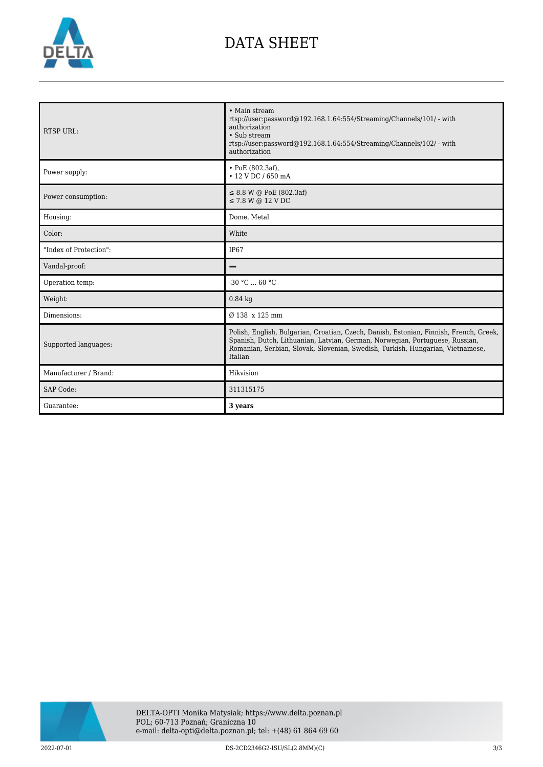# DATA SHEET

| | |
|---|---|
| RTSP URL: | • Main stream rtsp://user:password@192.168.1.64:554/Streaming/Channels/101/ - with authorization<br>• Sub stream rtsp://user:password@192.168.1.64:554/Streaming/Channels/102/ - with authorization |
| Power supply: | • PoE (802.3af),<br>• 12 V DC / 650 mA |
| Power consumption: | ≤ 8.8 W @ PoE (802.3af)<br>≤ 7.8 W @ 12 V DC |
| Housing: | Dome, Metal |
| Color: | White |
| "Index of Protection": | IP67 |
| Vandal-proof: | – |
| Operation temp: | -30 °C ... 60 °C |
| Weight: | 0.84 kg |
| Dimensions: | Ø 138 x 125 mm |
| Supported languages: | Polish, English, Bulgarian, Croatian, Czech, Danish, Estonian, Finnish, French, Greek, Spanish, Dutch, Lithuanian, Latvian, German, Norwegian, Portuguese, Russian, Romanian, Serbian, Slovak, Slovenian, Swedish, Turkish, Hungarian, Vietnamese, Italian |
| Manufacturer / Brand: | Hikvision |
| SAP Code: | 311315175 |
| Guarantee: | **3 years** |

DELTA-OPTI Monika Matysiak; https://www.delta.poznan.pl
POL; 60-713 Poznań; Graniczna 10
e-mail: delta-opti@delta.poznan.pl; tel: +(48) 61 864 69 60

2022-07-01 DS-2CD2346G2-ISU/SL(2.8MM)(C)